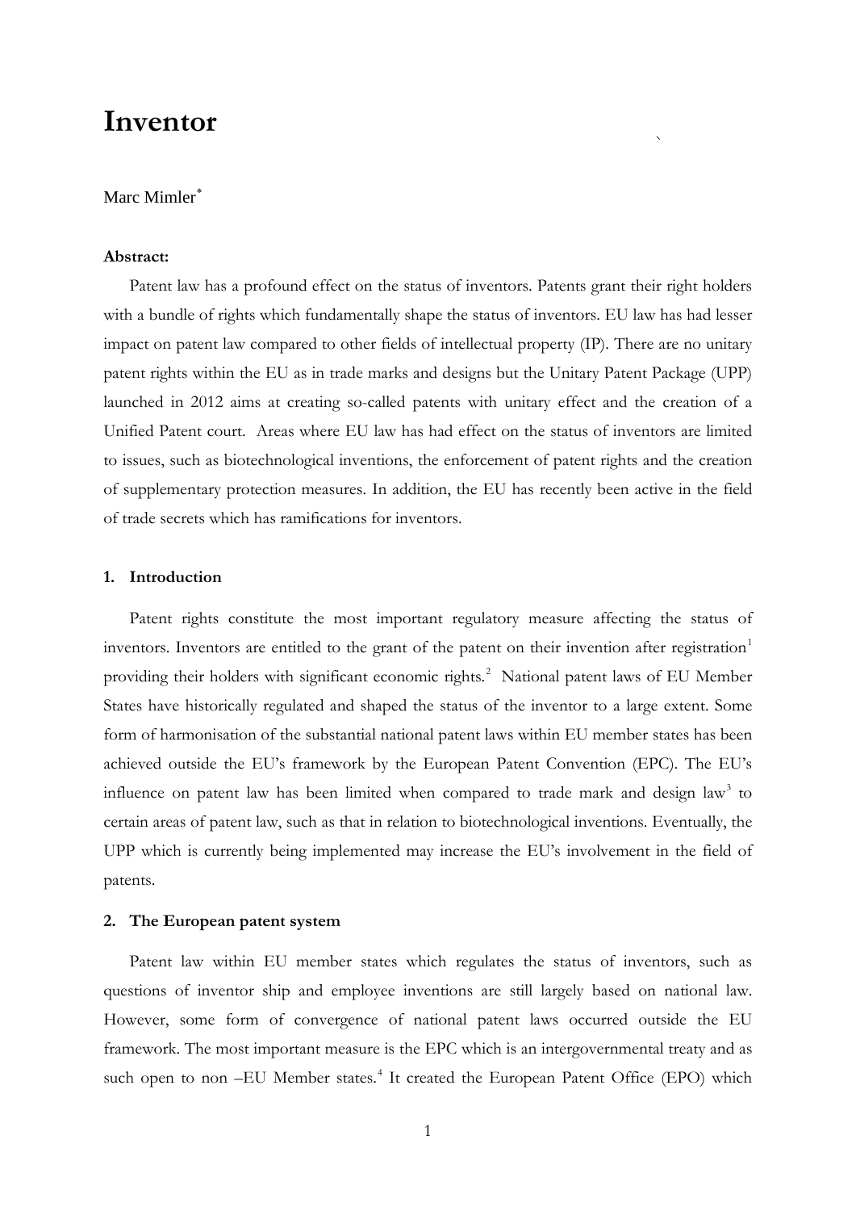# Inventor

Marc Mimler[*]

**Abstract:**

Patent law has a profound effect on the status of inventors. Patents grant their right holders with a bundle of rights which fundamentally shape the status of inventors. EU law has had lesser impact on patent law compared to other fields of intellectual property (IP). There are no unitary patent rights within the EU as in trade marks and designs but the Unitary Patent Package (UPP) launched in 2012 aims at creating so-called patents with unitary effect and the creation of a Unified Patent court. Areas where EU law has had effect on the status of inventors are limited to issues, such as biotechnological inventions, the enforcement of patent rights and the creation of supplementary protection measures. In addition, the EU has recently been active in the field of trade secrets which has ramifications for inventors.

## 1. Introduction

Patent rights constitute the most important regulatory measure affecting the status of inventors. Inventors are entitled to the grant of the patent on their invention after registration[1] providing their holders with significant economic rights.[2] National patent laws of EU Member States have historically regulated and shaped the status of the inventor to a large extent. Some form of harmonisation of the substantial national patent laws within EU member states has been achieved outside the EU's framework by the European Patent Convention (EPC). The EU's influence on patent law has been limited when compared to trade mark and design law[3] to certain areas of patent law, such as that in relation to biotechnological inventions. Eventually, the UPP which is currently being implemented may increase the EU's involvement in the field of patents.

## 2. The European patent system

Patent law within EU member states which regulates the status of inventors, such as questions of inventor ship and employee inventions are still largely based on national law. However, some form of convergence of national patent laws occurred outside the EU framework. The most important measure is the EPC which is an intergovernmental treaty and as such open to non –EU Member states.[4] It created the European Patent Office (EPO) which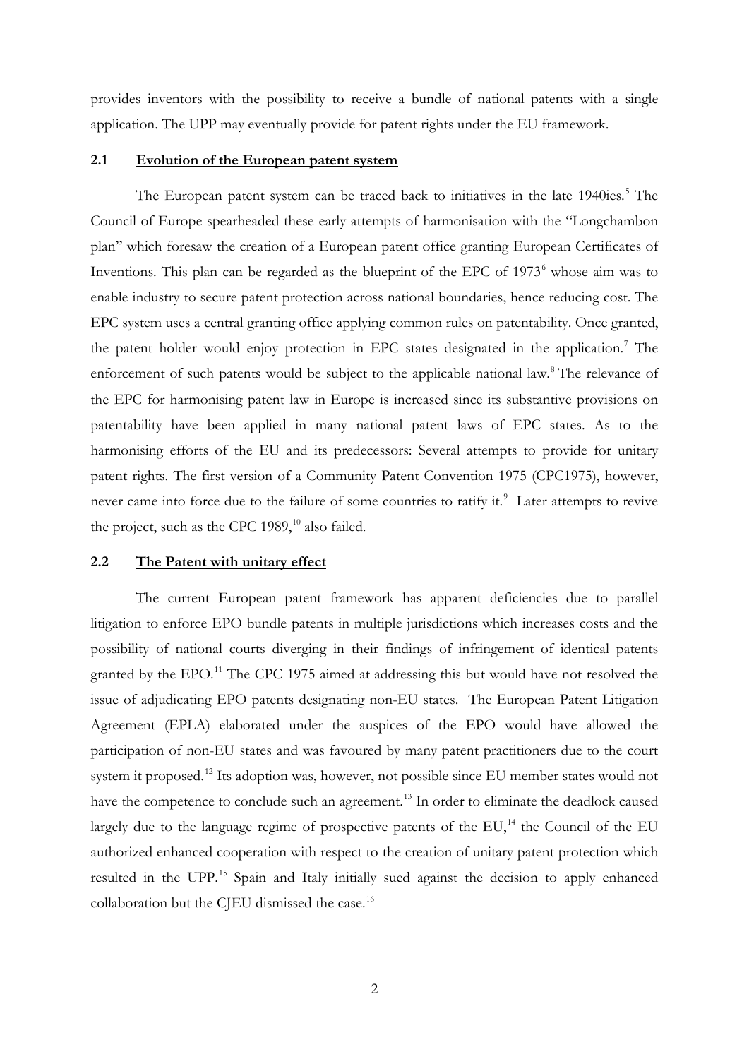provides inventors with the possibility to receive a bundle of national patents with a single application. The UPP may eventually provide for patent rights under the EU framework.

## 2.1 Evolution of the European patent system

The European patent system can be traced back to initiatives in the late 1940ies.[5] The Council of Europe spearheaded these early attempts of harmonisation with the "Longchambon plan" which foresaw the creation of a European patent office granting European Certificates of Inventions. This plan can be regarded as the blueprint of the EPC of 1973[6] whose aim was to enable industry to secure patent protection across national boundaries, hence reducing cost. The EPC system uses a central granting office applying common rules on patentability. Once granted, the patent holder would enjoy protection in EPC states designated in the application.[7] The enforcement of such patents would be subject to the applicable national law.[8] The relevance of the EPC for harmonising patent law in Europe is increased since its substantive provisions on patentability have been applied in many national patent laws of EPC states. As to the harmonising efforts of the EU and its predecessors: Several attempts to provide for unitary patent rights. The first version of a Community Patent Convention 1975 (CPC1975), however, never came into force due to the failure of some countries to ratify it.[9] Later attempts to revive the project, such as the CPC 1989,[10] also failed.

## 2.2 The Patent with unitary effect

The current European patent framework has apparent deficiencies due to parallel litigation to enforce EPO bundle patents in multiple jurisdictions which increases costs and the possibility of national courts diverging in their findings of infringement of identical patents granted by the EPO.[11] The CPC 1975 aimed at addressing this but would have not resolved the issue of adjudicating EPO patents designating non-EU states. The European Patent Litigation Agreement (EPLA) elaborated under the auspices of the EPO would have allowed the participation of non-EU states and was favoured by many patent practitioners due to the court system it proposed.[12] Its adoption was, however, not possible since EU member states would not have the competence to conclude such an agreement.[13] In order to eliminate the deadlock caused largely due to the language regime of prospective patents of the EU,[14] the Council of the EU authorized enhanced cooperation with respect to the creation of unitary patent protection which resulted in the UPP.[15] Spain and Italy initially sued against the decision to apply enhanced collaboration but the CJEU dismissed the case.[16]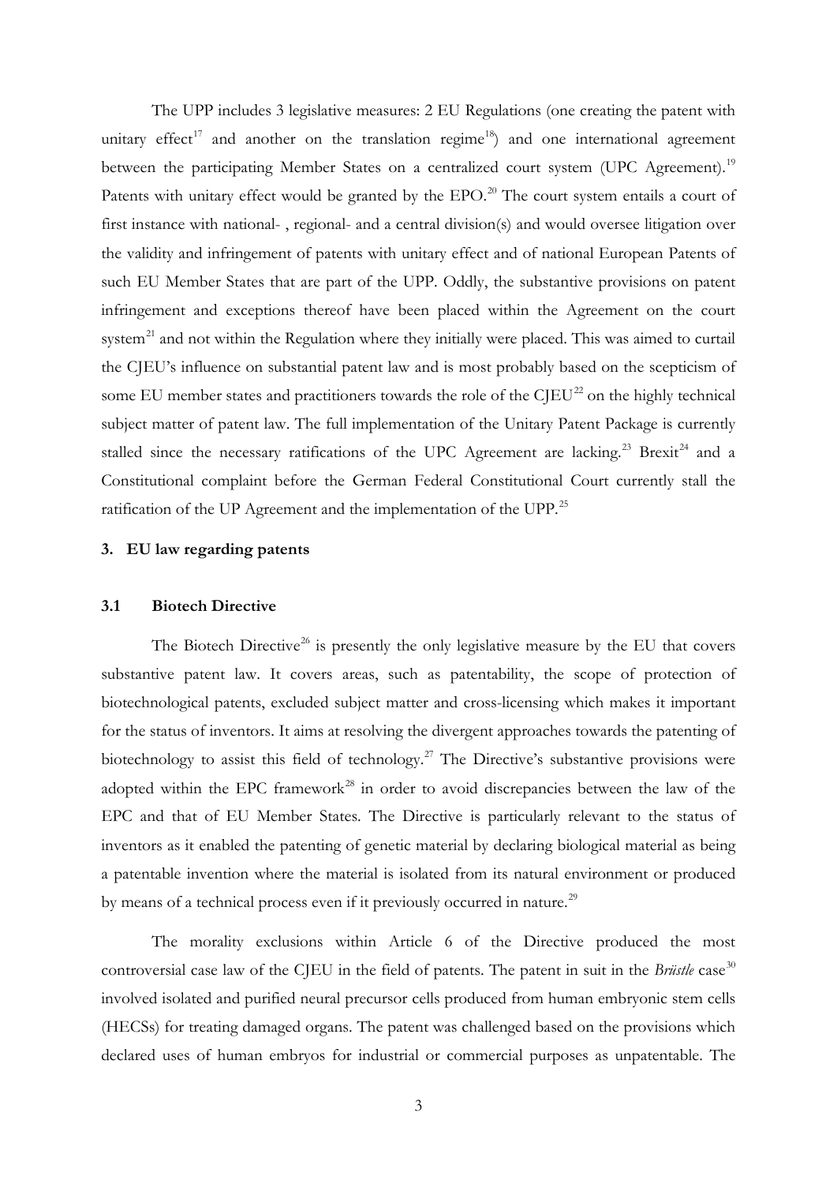The UPP includes 3 legislative measures: 2 EU Regulations (one creating the patent with unitary effect[17] and another on the translation regime[18]) and one international agreement between the participating Member States on a centralized court system (UPC Agreement).[19] Patents with unitary effect would be granted by the EPO.[20] The court system entails a court of first instance with national- , regional- and a central division(s) and would oversee litigation over the validity and infringement of patents with unitary effect and of national European Patents of such EU Member States that are part of the UPP. Oddly, the substantive provisions on patent infringement and exceptions thereof have been placed within the Agreement on the court system[21] and not within the Regulation where they initially were placed. This was aimed to curtail the CJEU's influence on substantial patent law and is most probably based on the scepticism of some EU member states and practitioners towards the role of the CJEU[22] on the highly technical subject matter of patent law. The full implementation of the Unitary Patent Package is currently stalled since the necessary ratifications of the UPC Agreement are lacking.[23] Brexit[24] and a Constitutional complaint before the German Federal Constitutional Court currently stall the ratification of the UP Agreement and the implementation of the UPP.[25]

## 3. EU law regarding patents

### 3.1 Biotech Directive

The Biotech Directive[26] is presently the only legislative measure by the EU that covers substantive patent law. It covers areas, such as patentability, the scope of protection of biotechnological patents, excluded subject matter and cross-licensing which makes it important for the status of inventors. It aims at resolving the divergent approaches towards the patenting of biotechnology to assist this field of technology.[27] The Directive's substantive provisions were adopted within the EPC framework[28] in order to avoid discrepancies between the law of the EPC and that of EU Member States. The Directive is particularly relevant to the status of inventors as it enabled the patenting of genetic material by declaring biological material as being a patentable invention where the material is isolated from its natural environment or produced by means of a technical process even if it previously occurred in nature.[29]

The morality exclusions within Article 6 of the Directive produced the most controversial case law of the CJEU in the field of patents. The patent in suit in the *Brüstle* case[30] involved isolated and purified neural precursor cells produced from human embryonic stem cells (HECSs) for treating damaged organs. The patent was challenged based on the provisions which declared uses of human embryos for industrial or commercial purposes as unpatentable. The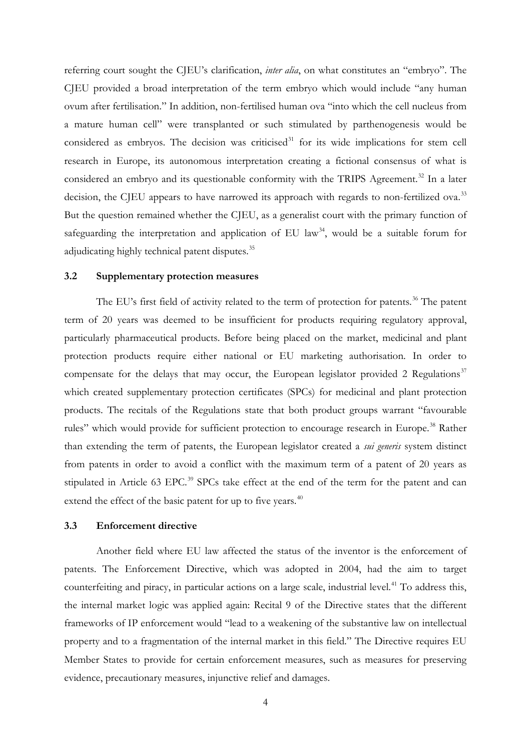referring court sought the CJEU's clarification, *inter alia*, on what constitutes an "embryo". The CJEU provided a broad interpretation of the term embryo which would include "any human ovum after fertilisation." In addition, non-fertilised human ova "into which the cell nucleus from a mature human cell" were transplanted or such stimulated by parthenogenesis would be considered as embryos. The decision was criticised[31] for its wide implications for stem cell research in Europe, its autonomous interpretation creating a fictional consensus of what is considered an embryo and its questionable conformity with the TRIPS Agreement.[32] In a later decision, the CJEU appears to have narrowed its approach with regards to non-fertilized ova.[33] But the question remained whether the CJEU, as a generalist court with the primary function of safeguarding the interpretation and application of EU law[34], would be a suitable forum for adjudicating highly technical patent disputes.[35]

### 3.2 Supplementary protection measures

The EU's first field of activity related to the term of protection for patents.[36] The patent term of 20 years was deemed to be insufficient for products requiring regulatory approval, particularly pharmaceutical products. Before being placed on the market, medicinal and plant protection products require either national or EU marketing authorisation. In order to compensate for the delays that may occur, the European legislator provided 2 Regulations[37] which created supplementary protection certificates (SPCs) for medicinal and plant protection products. The recitals of the Regulations state that both product groups warrant "favourable rules" which would provide for sufficient protection to encourage research in Europe.[38] Rather than extending the term of patents, the European legislator created a *sui generis* system distinct from patents in order to avoid a conflict with the maximum term of a patent of 20 years as stipulated in Article 63 EPC.[39] SPCs take effect at the end of the term for the patent and can extend the effect of the basic patent for up to five years.[40]

### 3.3 Enforcement directive

Another field where EU law affected the status of the inventor is the enforcement of patents. The Enforcement Directive, which was adopted in 2004, had the aim to target counterfeiting and piracy, in particular actions on a large scale, industrial level.[41] To address this, the internal market logic was applied again: Recital 9 of the Directive states that the different frameworks of IP enforcement would "lead to a weakening of the substantive law on intellectual property and to a fragmentation of the internal market in this field." The Directive requires EU Member States to provide for certain enforcement measures, such as measures for preserving evidence, precautionary measures, injunctive relief and damages.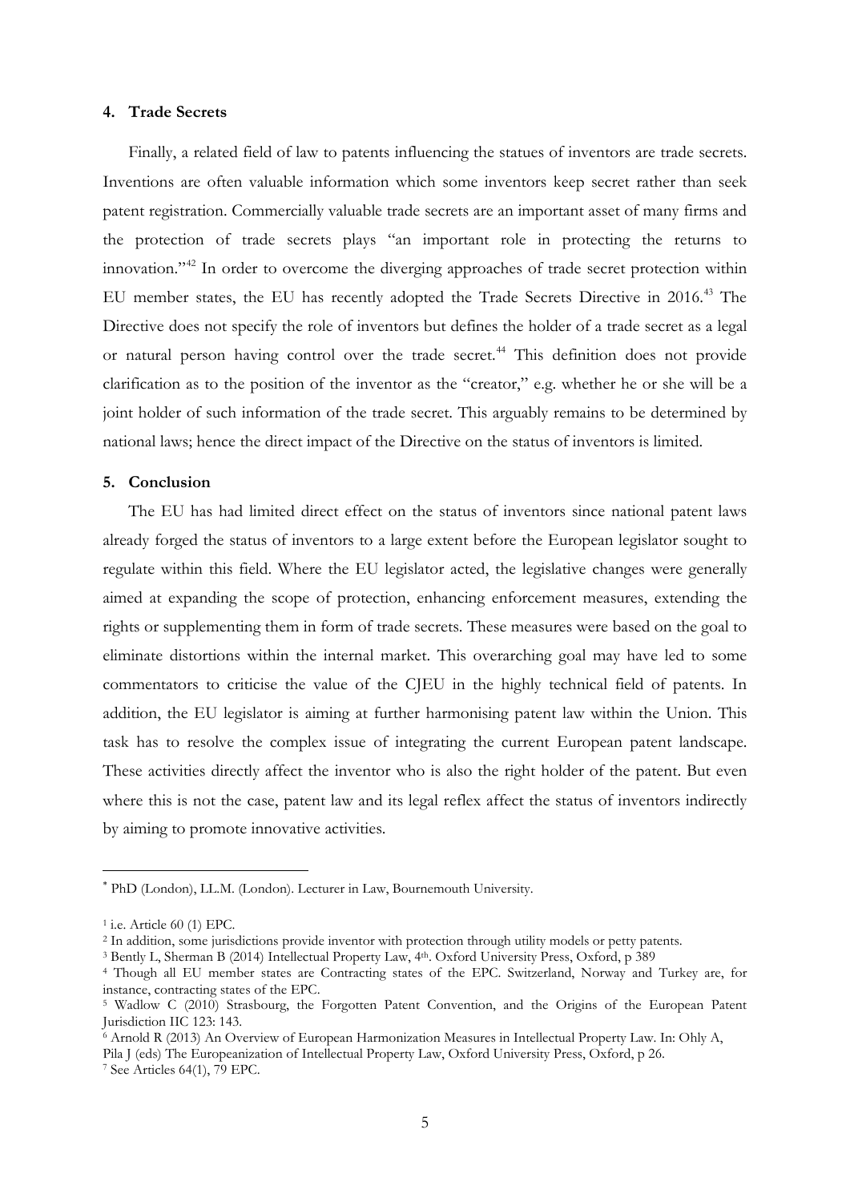## 4. Trade Secrets

Finally, a related field of law to patents influencing the statues of inventors are trade secrets. Inventions are often valuable information which some inventors keep secret rather than seek patent registration. Commercially valuable trade secrets are an important asset of many firms and the protection of trade secrets plays "an important role in protecting the returns to innovation."[42] In order to overcome the diverging approaches of trade secret protection within EU member states, the EU has recently adopted the Trade Secrets Directive in 2016.[43] The Directive does not specify the role of inventors but defines the holder of a trade secret as a legal or natural person having control over the trade secret.[44] This definition does not provide clarification as to the position of the inventor as the "creator," e.g. whether he or she will be a joint holder of such information of the trade secret. This arguably remains to be determined by national laws; hence the direct impact of the Directive on the status of inventors is limited.

## 5. Conclusion

The EU has had limited direct effect on the status of inventors since national patent laws already forged the status of inventors to a large extent before the European legislator sought to regulate within this field. Where the EU legislator acted, the legislative changes were generally aimed at expanding the scope of protection, enhancing enforcement measures, extending the rights or supplementing them in form of trade secrets. These measures were based on the goal to eliminate distortions within the internal market. This overarching goal may have led to some commentators to criticise the value of the CJEU in the highly technical field of patents. In addition, the EU legislator is aiming at further harmonising patent law within the Union. This task has to resolve the complex issue of integrating the current European patent landscape. These activities directly affect the inventor who is also the right holder of the patent. But even where this is not the case, patent law and its legal reflex affect the status of inventors indirectly by aiming to promote innovative activities.

---

[*] PhD (London), LL.M. (London). Lecturer in Law, Bournemouth University.

[1] i.e. Article 60 (1) EPC.

[2] In addition, some jurisdictions provide inventor with protection through utility models or petty patents.

[3] Bently L, Sherman B (2014) Intellectual Property Law, 4th. Oxford University Press, Oxford, p 389

[4] Though all EU member states are Contracting states of the EPC. Switzerland, Norway and Turkey are, for instance, contracting states of the EPC.

[5] Wadlow C (2010) Strasbourg, the Forgotten Patent Convention, and the Origins of the European Patent Jurisdiction IIC 123: 143.

[6] Arnold R (2013) An Overview of European Harmonization Measures in Intellectual Property Law. In: Ohly A, Pila J (eds) The Europeanization of Intellectual Property Law, Oxford University Press, Oxford, p 26.

[7] See Articles 64(1), 79 EPC.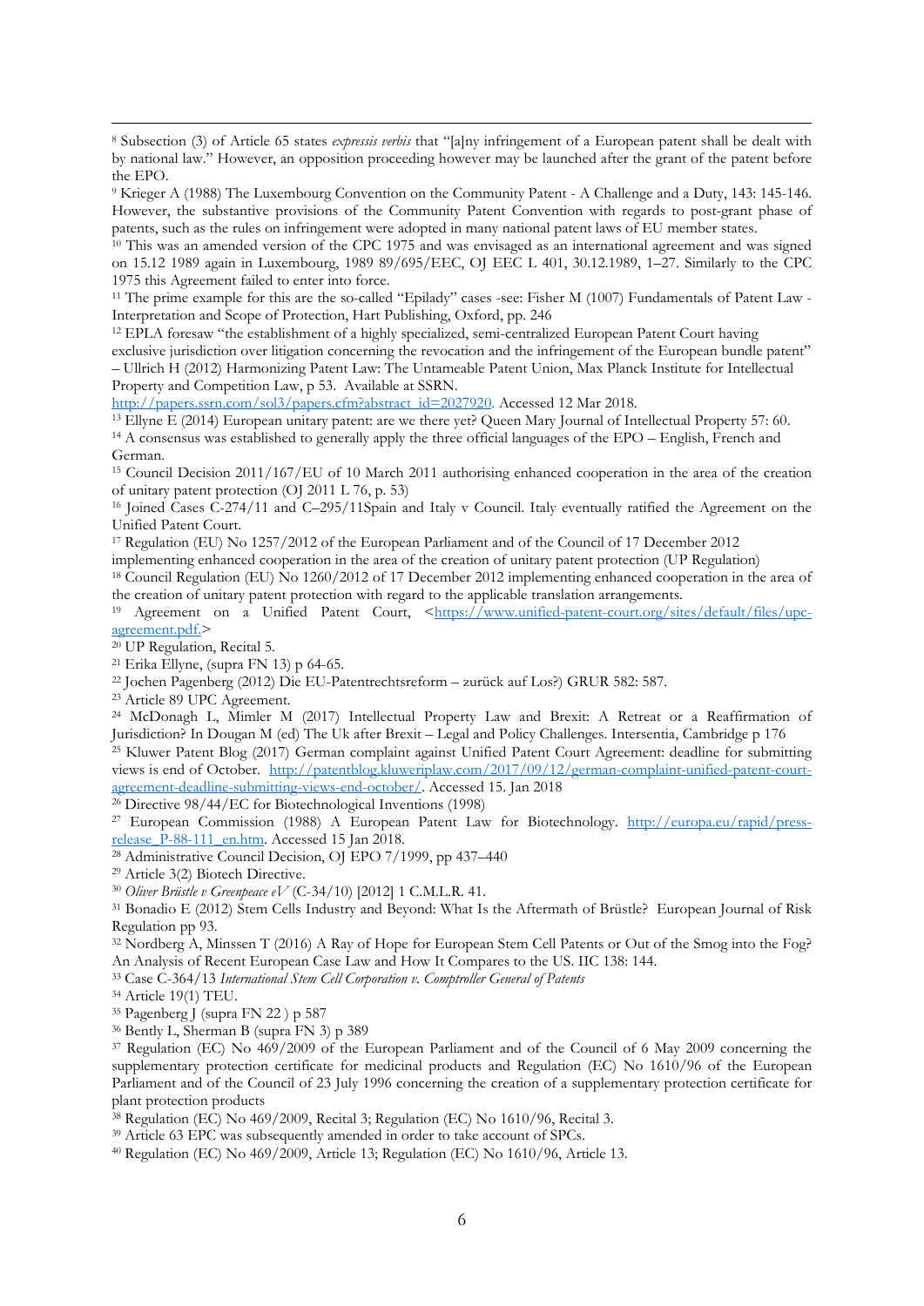[8] Subsection (3) of Article 65 states *expressis verbis* that "[a]ny infringement of a European patent shall be dealt with by national law." However, an opposition proceeding however may be launched after the grant of the patent before the EPO.

[9] Krieger A (1988) The Luxembourg Convention on the Community Patent - A Challenge and a Duty, 143: 145-146. However, the substantive provisions of the Community Patent Convention with regards to post-grant phase of patents, such as the rules on infringement were adopted in many national patent laws of EU member states.

[10] This was an amended version of the CPC 1975 and was envisaged as an international agreement and was signed on 15.12 1989 again in Luxembourg, 1989 89/695/EEC, OJ EEC L 401, 30.12.1989, 1–27. Similarly to the CPC 1975 this Agreement failed to enter into force.

[11] The prime example for this are the so-called "Epilady" cases -see: Fisher M (1007) Fundamentals of Patent Law - Interpretation and Scope of Protection, Hart Publishing, Oxford, pp. 246

[12] EPLA foresaw "the establishment of a highly specialized, semi-centralized European Patent Court having exclusive jurisdiction over litigation concerning the revocation and the infringement of the European bundle patent" – Ullrich H (2012) Harmonizing Patent Law: The Untameable Patent Union, Max Planck Institute for Intellectual Property and Competition Law, p 53. Available at SSRN. http://papers.ssrn.com/sol3/papers.cfm?abstract_id=2027920. Accessed 12 Mar 2018.

[13] Ellyne E (2014) European unitary patent: are we there yet? Queen Mary Journal of Intellectual Property 57: 60.

[14] A consensus was established to generally apply the three official languages of the EPO – English, French and German.

[15] Council Decision 2011/167/EU of 10 March 2011 authorising enhanced cooperation in the area of the creation of unitary patent protection (OJ 2011 L 76, p. 53)

[16] Joined Cases C-274/11 and C–295/11Spain and Italy v Council. Italy eventually ratified the Agreement on the Unified Patent Court.

[17] Regulation (EU) No 1257/2012 of the European Parliament and of the Council of 17 December 2012 implementing enhanced cooperation in the area of the creation of unitary patent protection (UP Regulation)

[18] Council Regulation (EU) No 1260/2012 of 17 December 2012 implementing enhanced cooperation in the area of the creation of unitary patent protection with regard to the applicable translation arrangements.

[19] Agreement on a Unified Patent Court, <https://www.unified-patent-court.org/sites/default/files/upc-agreement.pdf.>

[20] UP Regulation, Recital 5.

[21] Erika Ellyne, (supra FN 13) p 64-65.

[22] Jochen Pagenberg (2012) Die EU-Patentrechtsreform – zurück auf Los?) GRUR 582: 587.

[23] Article 89 UPC Agreement.

[24] McDonagh L, Mimler M (2017) Intellectual Property Law and Brexit: A Retreat or a Reaffirmation of Jurisdiction? In Dougan M (ed) The Uk after Brexit – Legal and Policy Challenges. Intersentia, Cambridge p 176

[25] Kluwer Patent Blog (2017) German complaint against Unified Patent Court Agreement: deadline for submitting views is end of October. http://patentblog.kluweriplaw.com/2017/09/12/german-complaint-unified-patent-court-agreement-deadline-submitting-views-end-october/. Accessed 15. Jan 2018

[26] Directive 98/44/EC for Biotechnological Inventions (1998)

[27] European Commission (1988) A European Patent Law for Biotechnology. http://europa.eu/rapid/press-release_P-88-111_en.htm. Accessed 15 Jan 2018.

[28] Administrative Council Decision, OJ EPO 7/1999, pp 437–440

[29] Article 3(2) Biotech Directive.

[30] *Oliver Brüstle v Greenpeace eV* (C-34/10) [2012] 1 C.M.L.R. 41.

[31] Bonadio E (2012) Stem Cells Industry and Beyond: What Is the Aftermath of Brüstle? European Journal of Risk Regulation pp 93.

[32] Nordberg A, Minssen T (2016) A Ray of Hope for European Stem Cell Patents or Out of the Smog into the Fog? An Analysis of Recent European Case Law and How It Compares to the US. IIC 138: 144.

[33] Case C-364/13 *International Stem Cell Corporation v. Comptroller General of Patents*

[34] Article 19(1) TEU.

[35] Pagenberg J (supra FN 22 ) p 587

[36] Bently L, Sherman B (supra FN 3) p 389

[37] Regulation (EC) No 469/2009 of the European Parliament and of the Council of 6 May 2009 concerning the supplementary protection certificate for medicinal products and Regulation (EC) No 1610/96 of the European Parliament and of the Council of 23 July 1996 concerning the creation of a supplementary protection certificate for plant protection products

[38] Regulation (EC) No 469/2009, Recital 3; Regulation (EC) No 1610/96, Recital 3.

[39] Article 63 EPC was subsequently amended in order to take account of SPCs.

[40] Regulation (EC) No 469/2009, Article 13; Regulation (EC) No 1610/96, Article 13.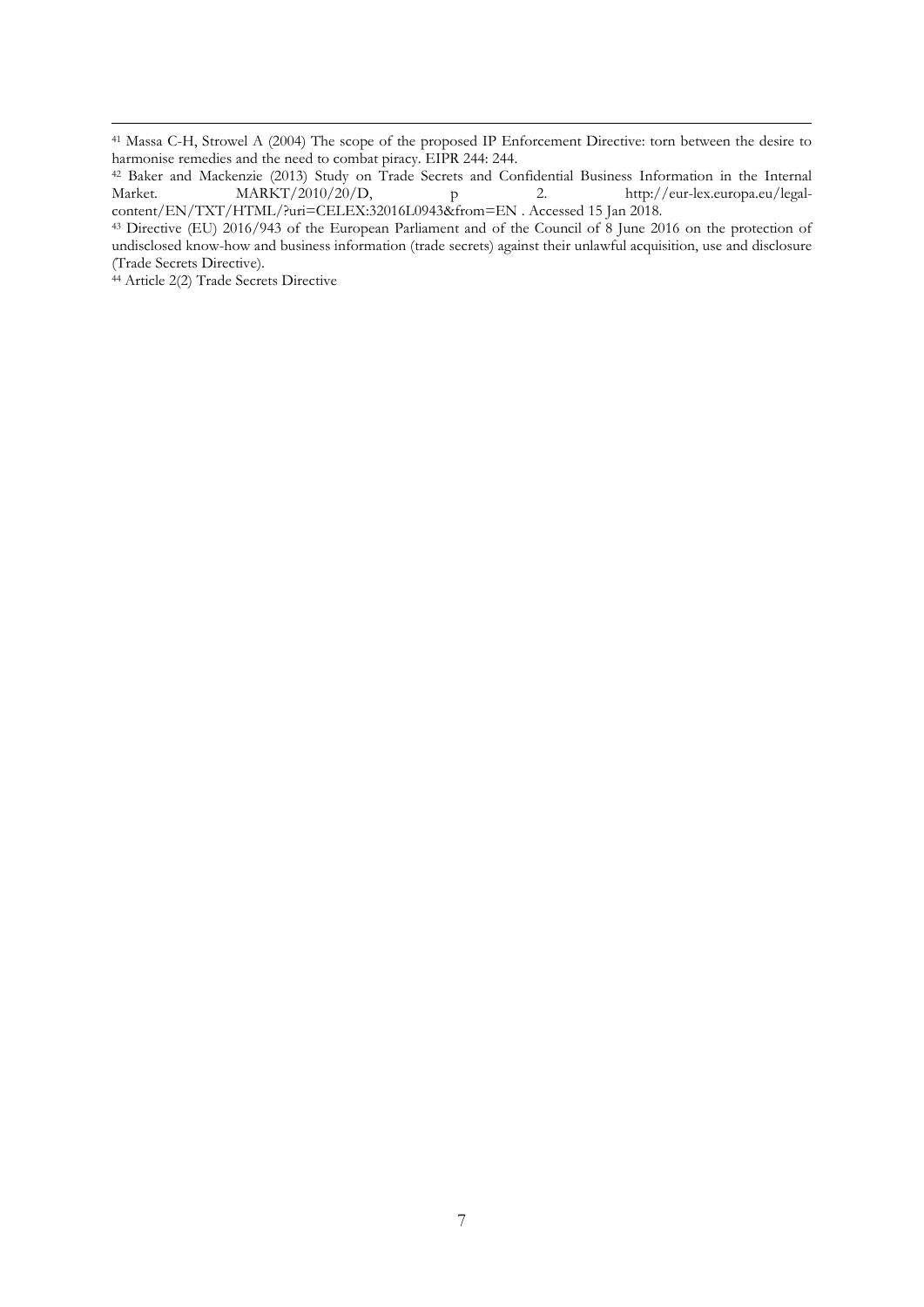[41] Massa C-H, Strowel A (2004) The scope of the proposed IP Enforcement Directive: torn between the desire to harmonise remedies and the need to combat piracy. EIPR 244: 244.

[42] Baker and Mackenzie (2013) Study on Trade Secrets and Confidential Business Information in the Internal Market. MARKT/2010/20/D, p 2. http://eur-lex.europa.eu/legal-content/EN/TXT/HTML/?uri=CELEX:32016L0943&from=EN . Accessed 15 Jan 2018.

[43] Directive (EU) 2016/943 of the European Parliament and of the Council of 8 June 2016 on the protection of undisclosed know-how and business information (trade secrets) against their unlawful acquisition, use and disclosure (Trade Secrets Directive).

[44] Article 2(2) Trade Secrets Directive